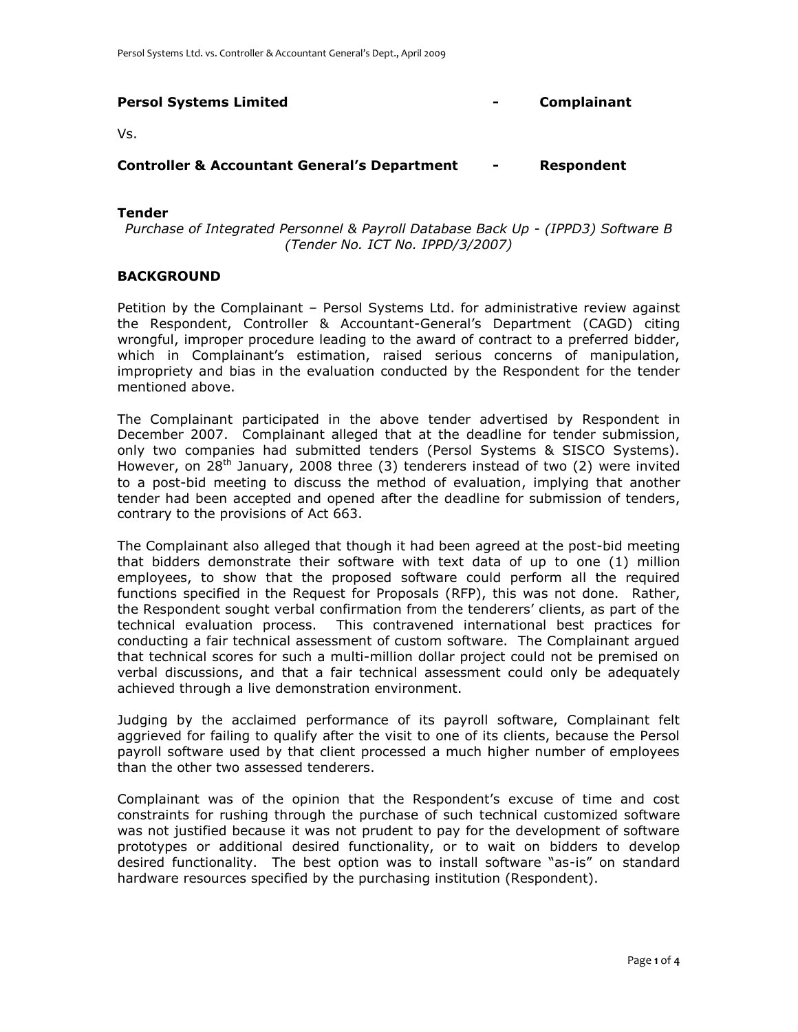**Persol Systems Limited - Complainant**

Vs.

**Controller & Accountant General's Department - Respondent**

**Tender**

*Purchase of Integrated Personnel & Payroll Database Back Up - (IPPD3) Software B (Tender No. ICT No. IPPD/3/2007)*

## BACKGROUND

Petition by the Complainant – Persol Systems Ltd. for administrative review against the Respondent, Controller & Accountant-General's Department (CAGD) citing wrongful, improper procedure leading to the award of contract to a preferred bidder, which in Complainant's estimation, raised serious concerns of manipulation, impropriety and bias in the evaluation conducted by the Respondent for the tender mentioned above.

The Complainant participated in the above tender advertised by Respondent in December 2007. Complainant alleged that at the deadline for tender submission, only two companies had submitted tenders (Persol Systems & SISCO Systems). However, on 28th January, 2008 three (3) tenderers instead of two (2) were invited to a post-bid meeting to discuss the method of evaluation, implying that another tender had been accepted and opened after the deadline for submission of tenders, contrary to the provisions of Act 663.

The Complainant also alleged that though it had been agreed at the post-bid meeting that bidders demonstrate their software with text data of up to one (1) million employees, to show that the proposed software could perform all the required functions specified in the Request for Proposals (RFP), this was not done. Rather, the Respondent sought verbal confirmation from the tenderers' clients, as part of the technical evaluation process. This contravened international best practices for conducting a fair technical assessment of custom software. The Complainant argued that technical scores for such a multi-million dollar project could not be premised on verbal discussions, and that a fair technical assessment could only be adequately achieved through a live demonstration environment.

Judging by the acclaimed performance of its payroll software, Complainant felt aggrieved for failing to qualify after the visit to one of its clients, because the Persol payroll software used by that client processed a much higher number of employees than the other two assessed tenderers.

Complainant was of the opinion that the Respondent's excuse of time and cost constraints for rushing through the purchase of such technical customized software was not justified because it was not prudent to pay for the development of software prototypes or additional desired functionality, or to wait on bidders to develop desired functionality. The best option was to install software "as-is" on standard hardware resources specified by the purchasing institution (Respondent).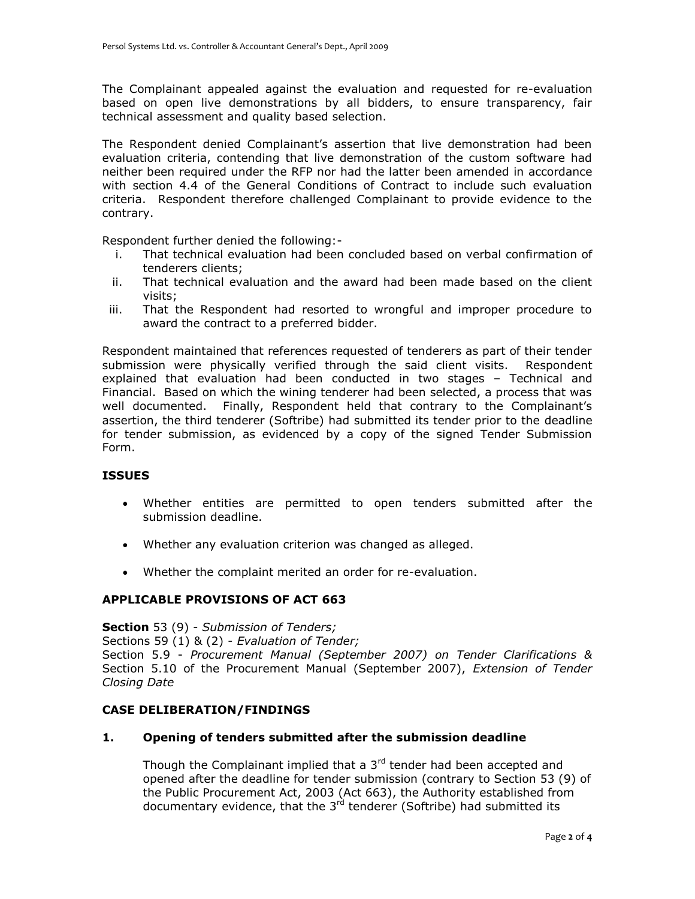The Complainant appealed against the evaluation and requested for re-evaluation based on open live demonstrations by all bidders, to ensure transparency, fair technical assessment and quality based selection.

The Respondent denied Complainant's assertion that live demonstration had been evaluation criteria, contending that live demonstration of the custom software had neither been required under the RFP nor had the latter been amended in accordance with section 4.4 of the General Conditions of Contract to include such evaluation criteria. Respondent therefore challenged Complainant to provide evidence to the contrary.

Respondent further denied the following:-

i. That technical evaluation had been concluded based on verbal confirmation of tenderers clients;
ii. That technical evaluation and the award had been made based on the client visits;
iii. That the Respondent had resorted to wrongful and improper procedure to award the contract to a preferred bidder.

Respondent maintained that references requested of tenderers as part of their tender submission were physically verified through the said client visits. Respondent explained that evaluation had been conducted in two stages – Technical and Financial. Based on which the wining tenderer had been selected, a process that was well documented. Finally, Respondent held that contrary to the Complainant's assertion, the third tenderer (Softribe) had submitted its tender prior to the deadline for tender submission, as evidenced by a copy of the signed Tender Submission Form.

## ISSUES

- Whether entities are permitted to open tenders submitted after the submission deadline.
- Whether any evaluation criterion was changed as alleged.
- Whether the complaint merited an order for re-evaluation.

## APPLICABLE PROVISIONS OF ACT 663

**Section** 53 (9) - *Submission of Tenders;*
Sections 59 (1) & (2) - *Evaluation of Tender;*
Section 5.9 - *Procurement Manual (September 2007) on Tender Clarifications &* Section 5.10 of the Procurement Manual (September 2007), *Extension of Tender Closing Date*

## CASE DELIBERATION/FINDINGS

### 1. Opening of tenders submitted after the submission deadline

Though the Complainant implied that a 3rd tender had been accepted and opened after the deadline for tender submission (contrary to Section 53 (9) of the Public Procurement Act, 2003 (Act 663), the Authority established from documentary evidence, that the 3rd tenderer (Softribe) had submitted its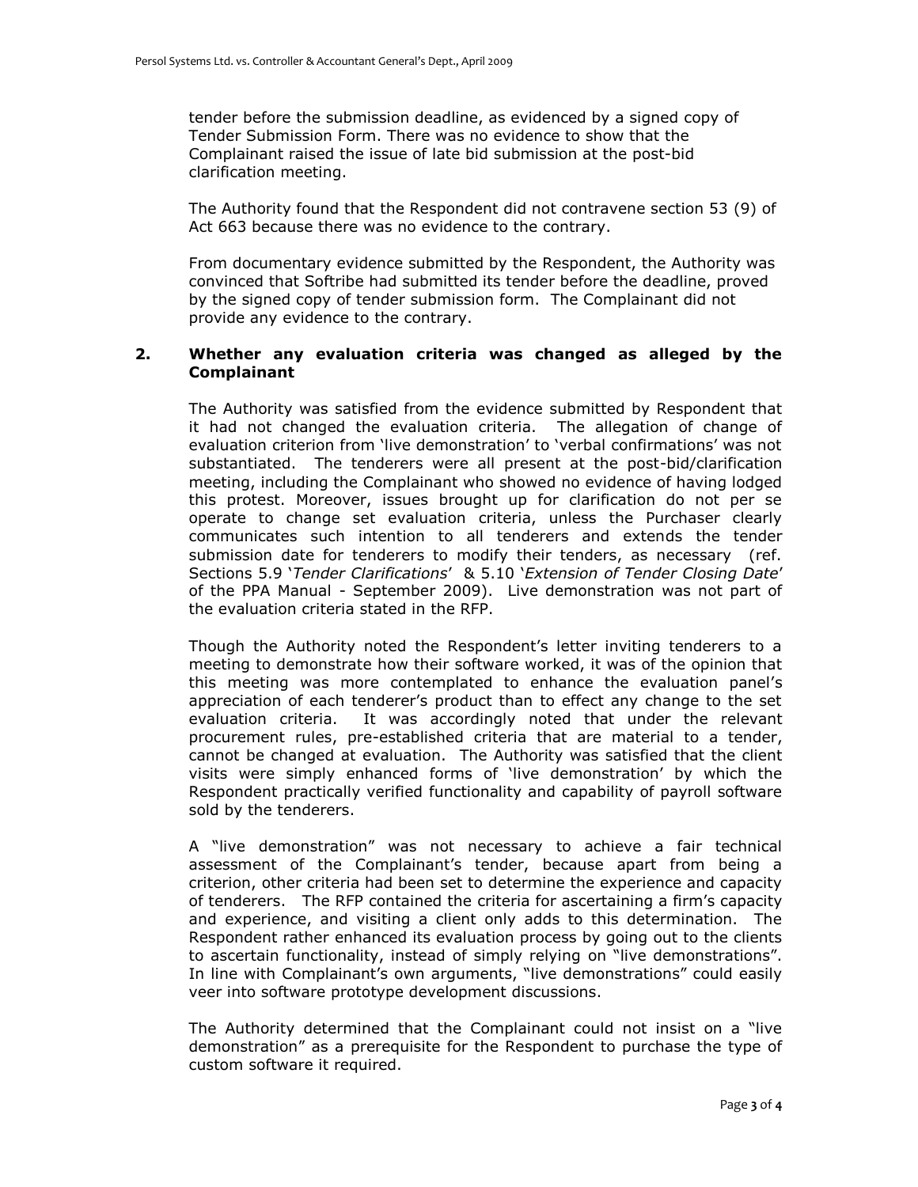tender before the submission deadline, as evidenced by a signed copy of Tender Submission Form. There was no evidence to show that the Complainant raised the issue of late bid submission at the post-bid clarification meeting.

The Authority found that the Respondent did not contravene section 53 (9) of Act 663 because there was no evidence to the contrary.

From documentary evidence submitted by the Respondent, the Authority was convinced that Softribe had submitted its tender before the deadline, proved by the signed copy of tender submission form. The Complainant did not provide any evidence to the contrary.

### 2. Whether any evaluation criteria was changed as alleged by the Complainant

The Authority was satisfied from the evidence submitted by Respondent that it had not changed the evaluation criteria. The allegation of change of evaluation criterion from 'live demonstration' to 'verbal confirmations' was not substantiated. The tenderers were all present at the post-bid/clarification meeting, including the Complainant who showed no evidence of having lodged this protest. Moreover, issues brought up for clarification do not per se operate to change set evaluation criteria, unless the Purchaser clearly communicates such intention to all tenderers and extends the tender submission date for tenderers to modify their tenders, as necessary (ref. Sections 5.9 '*Tender Clarifications*' & 5.10 '*Extension of Tender Closing Date*' of the PPA Manual - September 2009). Live demonstration was not part of the evaluation criteria stated in the RFP.

Though the Authority noted the Respondent's letter inviting tenderers to a meeting to demonstrate how their software worked, it was of the opinion that this meeting was more contemplated to enhance the evaluation panel's appreciation of each tenderer's product than to effect any change to the set evaluation criteria. It was accordingly noted that under the relevant procurement rules, pre-established criteria that are material to a tender, cannot be changed at evaluation. The Authority was satisfied that the client visits were simply enhanced forms of 'live demonstration' by which the Respondent practically verified functionality and capability of payroll software sold by the tenderers.

A "live demonstration" was not necessary to achieve a fair technical assessment of the Complainant's tender, because apart from being a criterion, other criteria had been set to determine the experience and capacity of tenderers. The RFP contained the criteria for ascertaining a firm's capacity and experience, and visiting a client only adds to this determination. The Respondent rather enhanced its evaluation process by going out to the clients to ascertain functionality, instead of simply relying on "live demonstrations". In line with Complainant's own arguments, "live demonstrations" could easily veer into software prototype development discussions.

The Authority determined that the Complainant could not insist on a "live demonstration" as a prerequisite for the Respondent to purchase the type of custom software it required.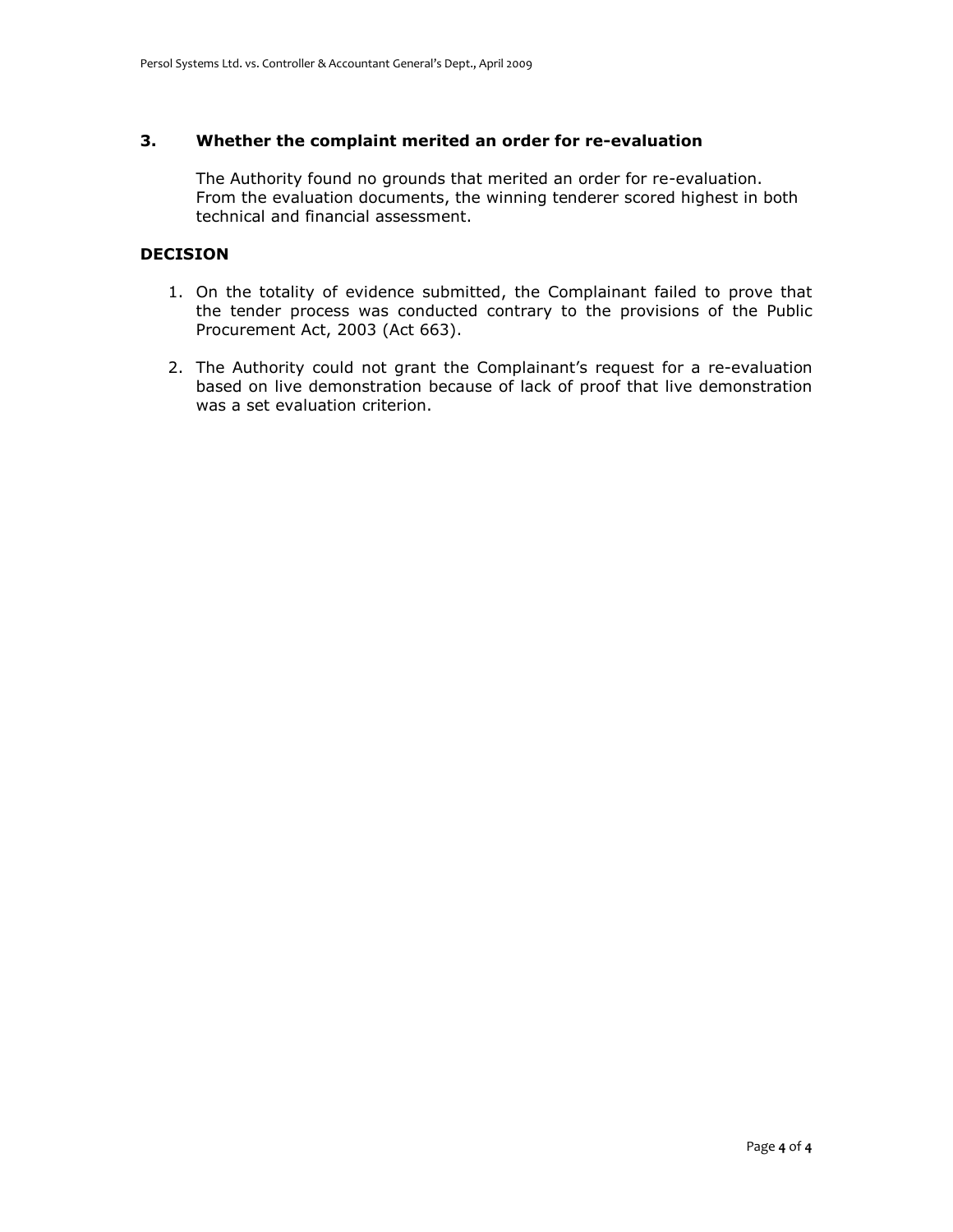### 3. Whether the complaint merited an order for re-evaluation

The Authority found no grounds that merited an order for re-evaluation. From the evaluation documents, the winning tenderer scored highest in both technical and financial assessment.

### DECISION

1. On the totality of evidence submitted, the Complainant failed to prove that the tender process was conducted contrary to the provisions of the Public Procurement Act, 2003 (Act 663).

2. The Authority could not grant the Complainant's request for a re-evaluation based on live demonstration because of lack of proof that live demonstration was a set evaluation criterion.